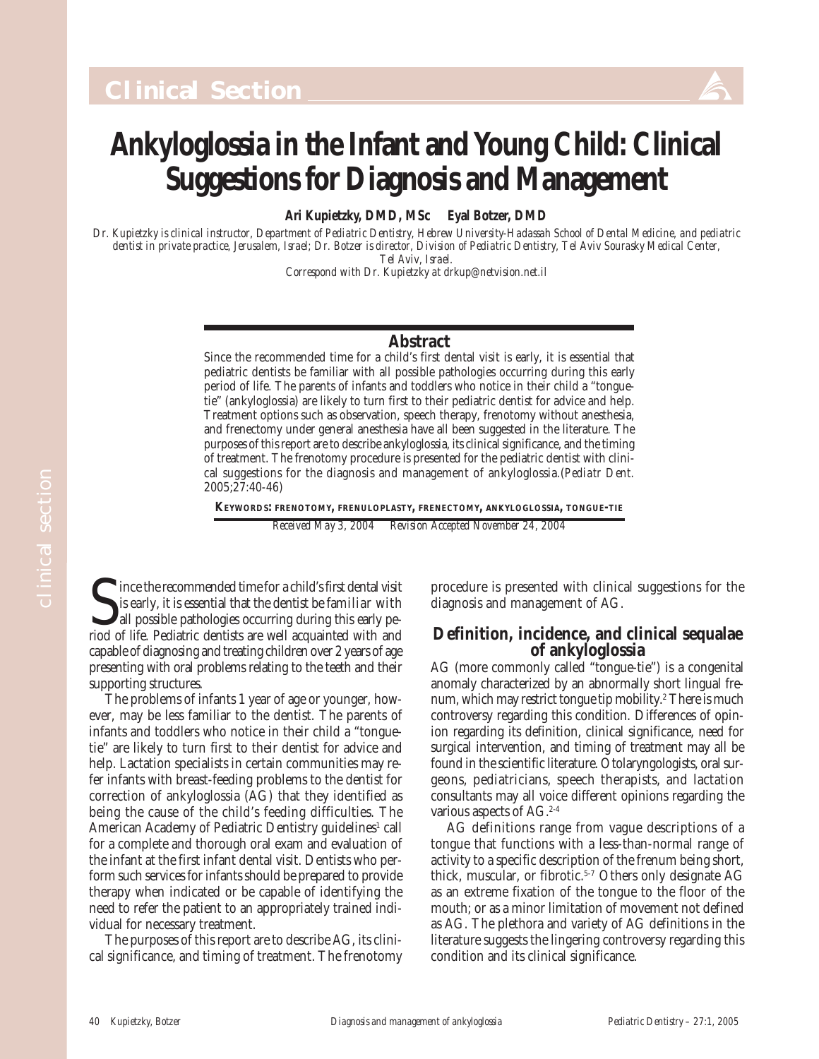# Ankyloglossia in the Infant and Young Child: Clinical Suggestions for Diagnosis and Management

**Ari Kupietzky, DMD, MSc Eyal Botzer, DMD**

*Dr. Kupietzky is clinical instructor, Department of Pediatric Dentistry, Hebrew University-Hadassah School of Dental Medicine, and pediatric dentist in private practice, Jerusalem, Israel; Dr. Botzer is director, Division of Pediatric Dentistry, Tel Aviv Sourasky Medical Center, Tel Aviv, Israel.*

*Correspond with Dr. Kupietzky at drkup@netvision.net.il*

## Abstract

Since the recommended time for a child's first dental visit is early, it is essential that pediatric dentists be familiar with all possible pathologies occurring during this early period of life. The parents of infants and toddlers who notice in their child a "tongue-tie" (ankyloglossia) are likely to turn first to their pediatric dentist for advice and help. Treatment options such as observation, speech therapy, frenotomy without anesthesia, and frenectomy under general anesthesia have all been suggested in the literature. The purposes of this report are to describe ankyloglossia, its clinical significance, and the timing of treatment. The frenotomy procedure is presented for the pediatric dentist with clinical suggestions for the diagnosis and management of ankyloglossia. (*Pediatr Dent.* 2005;27:40-46)

**KEYWORDS: FRENOTOMY, FRENULOPLASTY, FRENECTOMY, ANKYLOGLOSSIA, TONGUE-TIE**

*Received May 3, 2004 Revision Accepted November 24, 2004*

Since the recommended time for a child's first dental visit is early, it is essential that the dentist be familiar with all possible pathologies occurring during this early period of life. Pediatric dentists are well acquainted with and capable of diagnosing and treating children over 2 years of age presenting with oral problems relating to the teeth and their supporting structures.

The problems of infants 1 year of age or younger, however, may be less familiar to the dentist. The parents of infants and toddlers who notice in their child a "tongue-tie" are likely to turn first to their dentist for advice and help. Lactation specialists in certain communities may refer infants with breast-feeding problems to the dentist for correction of ankyloglossia (AG) that they identified as being the cause of the child's feeding difficulties. The American Academy of Pediatric Dentistry guidelines[1] call for a complete and thorough oral exam and evaluation of the infant at the first infant dental visit. Dentists who perform such services for infants should be prepared to provide therapy when indicated or be capable of identifying the need to refer the patient to an appropriately trained individual for necessary treatment.

The purposes of this report are to describe AG, its clinical significance, and timing of treatment. The frenotomy procedure is presented with clinical suggestions for the diagnosis and management of AG.

## Definition, incidence, and clinical sequalae of ankyloglossia

AG (more commonly called "tongue-tie") is a congenital anomaly characterized by an abnormally short lingual frenum, which may restrict tongue tip mobility.[2] There is much controversy regarding this condition. Differences of opinion regarding its definition, clinical significance, need for surgical intervention, and timing of treatment may all be found in the scientific literature. Otolaryngologists, oral surgeons, pediatricians, speech therapists, and lactation consultants may all voice different opinions regarding the various aspects of AG.[2-4]

AG definitions range from vague descriptions of a tongue that functions with a less-than-normal range of activity to a specific description of the frenum being short, thick, muscular, or fibrotic.[5-7] Others only designate AG as an extreme fixation of the tongue to the floor of the mouth; or as a minor limitation of movement not defined as AG. The plethora and variety of AG definitions in the literature suggests the lingering controversy regarding this condition and its clinical significance.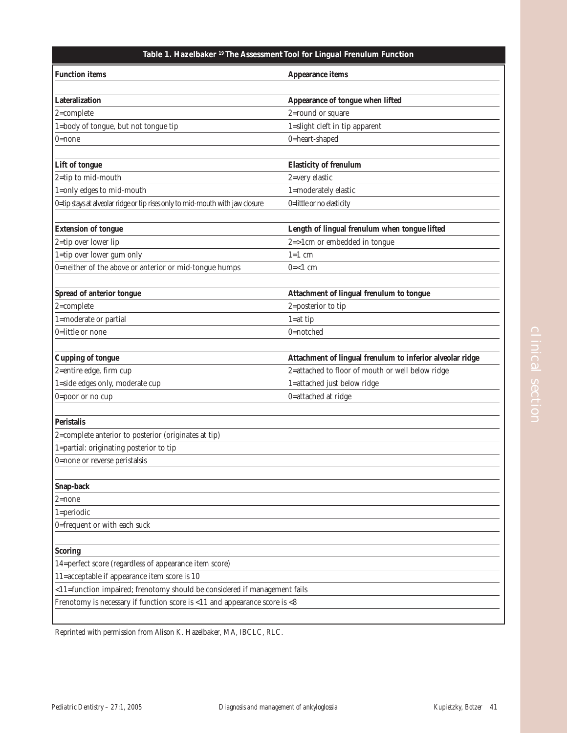**Table 1. Hazelbaker [19] The Assessment Tool for Lingual Frenulum Function**

| Function items | Appearance items |
|---|---|
| **Lateralization** | **Appearance of tongue when lifted** |
| 2=complete | 2=round or square |
| 1=body of tongue, but not tongue tip | 1=slight cleft in tip apparent |
| 0=none | 0=heart-shaped |
| **Lift of tongue** | **Elasticity of frenulum** |
| 2=tip to mid-mouth | 2=very elastic |
| 1=only edges to mid-mouth | 1=moderately elastic |
| 0=tip stays at alveolar ridge or tip rises only to mid-mouth with jaw closure | 0=little or no elasticity |
| **Extension of tongue** | **Length of lingual frenulum when tongue lifted** |
| 2=tip over lower lip | 2=>1cm or embedded in tongue |
| 1=tip over lower gum only | 1=1 cm |
| 0=neither of the above or anterior or mid-tongue humps | 0=<1 cm |
| **Spread of anterior tongue** | **Attachment of lingual frenulum to tongue** |
| 2=complete | 2=posterior to tip |
| 1=moderate or partial | 1=at tip |
| 0=little or none | 0=notched |
| **Cupping of tongue** | **Attachment of lingual frenulum to inferior alveolar ridge** |
| 2=entire edge, firm cup | 2=attached to floor of mouth or well below ridge |
| 1=side edges only, moderate cup | 1=attached just below ridge |
| 0=poor or no cup | 0=attached at ridge |
| **Peristalis** | |
| 2=complete anterior to posterior (originates at tip) | |
| 1=partial: originating posterior to tip | |
| 0=none or reverse peristalsis | |
| **Snap-back** | |
| 2=none | |
| 1=periodic | |
| 0=frequent or with each suck | |
| **Scoring** | |
| 14=perfect score (regardless of appearance item score) | |
| 11=acceptable if appearance item score is 10 | |
| <11=function impaired; frenotomy should be considered if management fails | |
| Frenotomy is necessary if function score is <11 and appearance score is <8 | |

Reprinted with permission from Alison K. Hazelbaker, MA, IBCLC, RLC.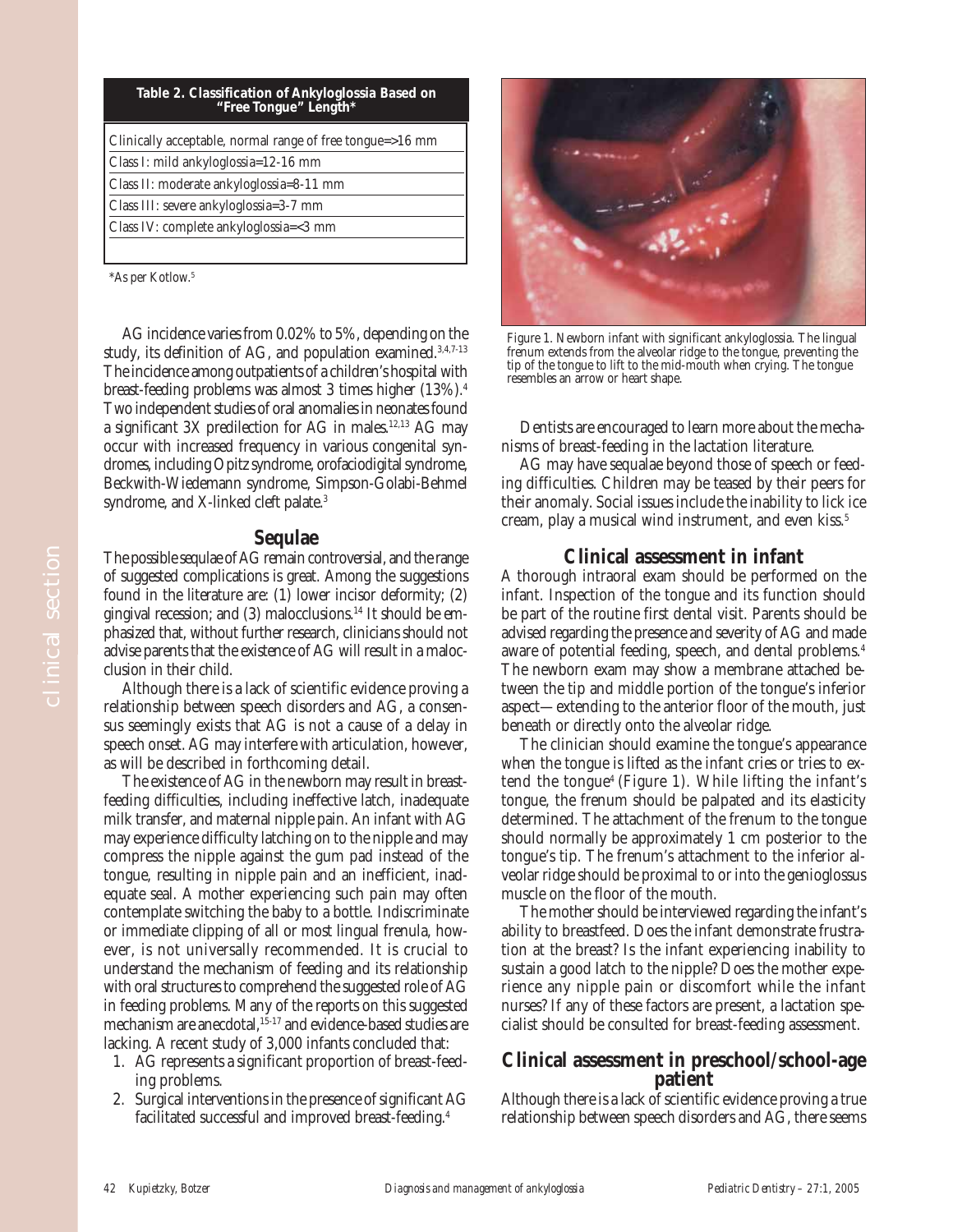**Table 2. Classification of Ankyloglossia Based on "Free Tongue" Length***

| Classification |
|---|
| Clinically acceptable, normal range of free tongue=>16 mm |
| Class I: mild ankyloglossia=12-16 mm |
| Class II: moderate ankyloglossia=8-11 mm |
| Class III: severe ankyloglossia=3-7 mm |
| Class IV: complete ankyloglossia=<3 mm |

*As per Kotlow.[5]

AG incidence varies from 0.02% to 5%, depending on the study, its definition of AG, and population examined.[3,4,7-13] The incidence among outpatients of a children's hospital with breast-feeding problems was almost 3 times higher (13%).[4] Two independent studies of oral anomalies in neonates found a significant 3X predilection for AG in males.[12,13] AG may occur with increased frequency in various congenital syndromes, including Opitz syndrome, orofaciodigital syndrome, Beckwith-Wiedemann syndrome, Simpson-Golabi-Behmel syndrome, and X-linked cleft palate.[3]

## Sequlae

The possible sequlae of AG remain controversial, and the range of suggested complications is great. Among the suggestions found in the literature are: (1) lower incisor deformity; (2) gingival recession; and (3) malocclusions.[14] It should be emphasized that, without further research, clinicians should not advise parents that the existence of AG will result in a malocclusion in their child.

Although there is a lack of scientific evidence proving a relationship between speech disorders and AG, a consensus seemingly exists that AG is not a cause of a delay in speech onset. AG may interfere with articulation, however, as will be described in forthcoming detail.

The existence of AG in the newborn may result in breast-feeding difficulties, including ineffective latch, inadequate milk transfer, and maternal nipple pain. An infant with AG may experience difficulty latching on to the nipple and may compress the nipple against the gum pad instead of the tongue, resulting in nipple pain and an inefficient, inadequate seal. A mother experiencing such pain may often contemplate switching the baby to a bottle. Indiscriminate or immediate clipping of all or most lingual frenula, however, is not universally recommended. It is crucial to understand the mechanism of feeding and its relationship with oral structures to comprehend the suggested role of AG in feeding problems. Many of the reports on this suggested mechanism are anecdotal,[15-17] and evidence-based studies are lacking. A recent study of 3,000 infants concluded that:

1. AG represents a significant proportion of breast-feeding problems.
2. Surgical interventions in the presence of significant AG facilitated successful and improved breast-feeding.[4]

Figure 1. Newborn infant with significant ankyloglossia. The lingual frenum extends from the alveolar ridge to the tongue, preventing the tip of the tongue to lift to the mid-mouth when crying. The tongue resembles an arrow or heart shape.

Dentists are encouraged to learn more about the mechanisms of breast-feeding in the lactation literature.

AG may have sequalae beyond those of speech or feeding difficulties. Children may be teased by their peers for their anomaly. Social issues include the inability to lick ice cream, play a musical wind instrument, and even kiss.[5]

## Clinical assessment in infant

A thorough intraoral exam should be performed on the infant. Inspection of the tongue and its function should be part of the routine first dental visit. Parents should be advised regarding the presence and severity of AG and made aware of potential feeding, speech, and dental problems.[4] The newborn exam may show a membrane attached between the tip and middle portion of the tongue's inferior aspect—extending to the anterior floor of the mouth, just beneath or directly onto the alveolar ridge.

The clinician should examine the tongue's appearance when the tongue is lifted as the infant cries or tries to extend the tongue[4] (Figure 1). While lifting the infant's tongue, the frenum should be palpated and its elasticity determined. The attachment of the frenum to the tongue should normally be approximately 1 cm posterior to the tongue's tip. The frenum's attachment to the inferior alveolar ridge should be proximal to or into the genioglossus muscle on the floor of the mouth.

The mother should be interviewed regarding the infant's ability to breastfeed. Does the infant demonstrate frustration at the breast? Is the infant experiencing inability to sustain a good latch to the nipple? Does the mother experience any nipple pain or discomfort while the infant nurses? If any of these factors are present, a lactation specialist should be consulted for breast-feeding assessment.

## Clinical assessment in preschool/school-age patient

Although there is a lack of scientific evidence proving a true relationship between speech disorders and AG, there seems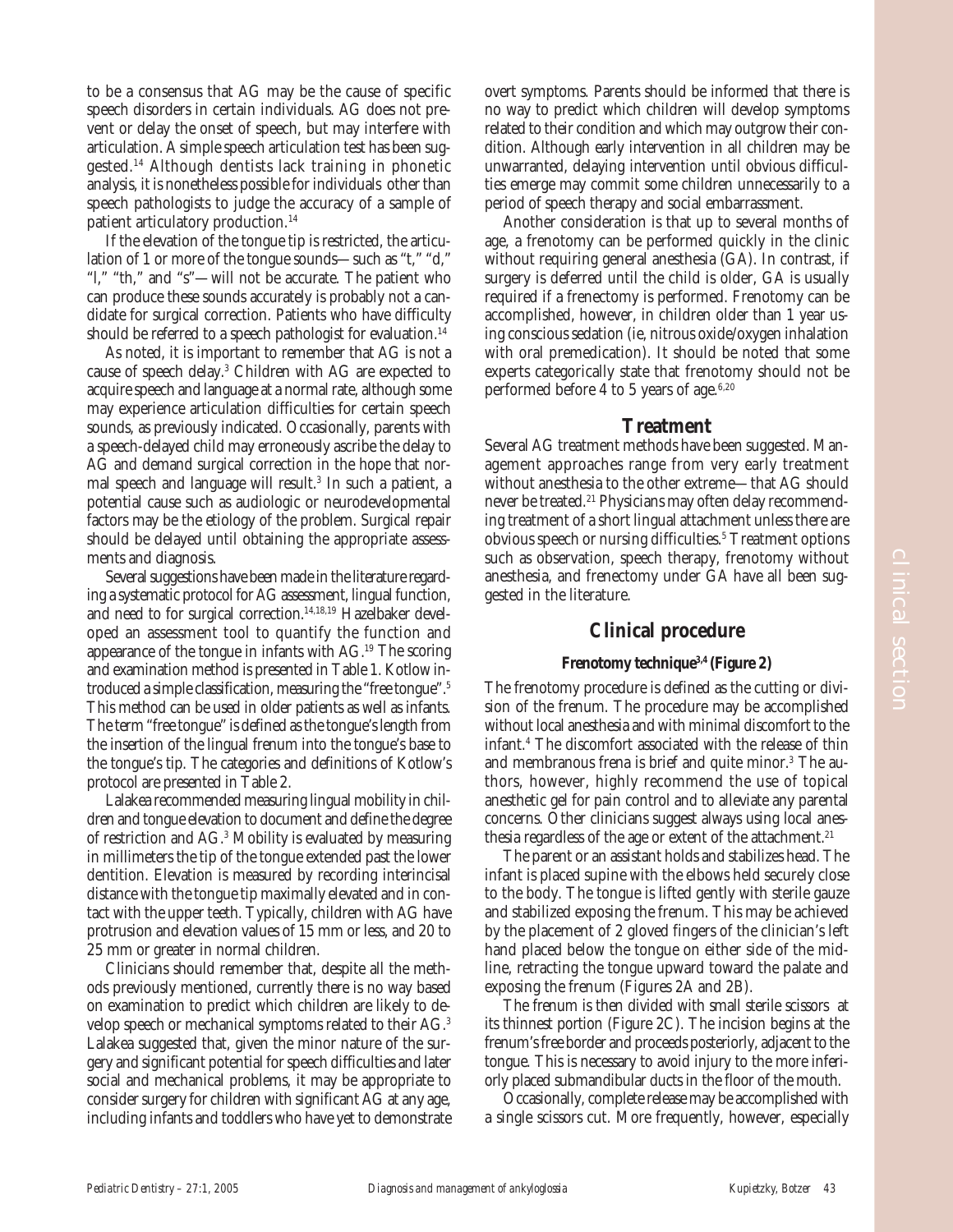to be a consensus that AG may be the cause of specific speech disorders in certain individuals. AG does not prevent or delay the onset of speech, but may interfere with articulation. A simple speech articulation test has been suggested.[14] Although dentists lack training in phonetic analysis, it is nonetheless possible for individuals other than speech pathologists to judge the accuracy of a sample of patient articulatory production.[14]

If the elevation of the tongue tip is restricted, the articulation of 1 or more of the tongue sounds—such as "t," "d," "l," "th," and "s"—will not be accurate. The patient who can produce these sounds accurately is probably not a candidate for surgical correction. Patients who have difficulty should be referred to a speech pathologist for evaluation.[14]

As noted, it is important to remember that AG is not a cause of speech delay.[3] Children with AG are expected to acquire speech and language at a normal rate, although some may experience articulation difficulties for certain speech sounds, as previously indicated. Occasionally, parents with a speech-delayed child may erroneously ascribe the delay to AG and demand surgical correction in the hope that normal speech and language will result.[3] In such a patient, a potential cause such as audiologic or neurodevelopmental factors may be the etiology of the problem. Surgical repair should be delayed until obtaining the appropriate assessments and diagnosis.

Several suggestions have been made in the literature regarding a systematic protocol for AG assessment, lingual function, and need to for surgical correction.[14,18,19] Hazelbaker developed an assessment tool to quantify the function and appearance of the tongue in infants with AG.[19] The scoring and examination method is presented in Table 1. Kotlow introduced a simple classification, measuring the "free tongue".[5] This method can be used in older patients as well as infants. The term "free tongue" is defined as the tongue's length from the insertion of the lingual frenum into the tongue's base to the tongue's tip. The categories and definitions of Kotlow's protocol are presented in Table 2.

Lalakea recommended measuring lingual mobility in children and tongue elevation to document and define the degree of restriction and AG.[3] Mobility is evaluated by measuring in millimeters the tip of the tongue extended past the lower dentition. Elevation is measured by recording interincisal distance with the tongue tip maximally elevated and in contact with the upper teeth. Typically, children with AG have protrusion and elevation values of 15 mm or less, and 20 to 25 mm or greater in normal children.

Clinicians should remember that, despite all the methods previously mentioned, currently there is no way based on examination to predict which children are likely to develop speech or mechanical symptoms related to their AG.[3] Lalakea suggested that, given the minor nature of the surgery and significant potential for speech difficulties and later social and mechanical problems, it may be appropriate to consider surgery for children with significant AG at any age, including infants and toddlers who have yet to demonstrate overt symptoms. Parents should be informed that there is no way to predict which children will develop symptoms related to their condition and which may outgrow their condition. Although early intervention in all children may be unwarranted, delaying intervention until obvious difficulties emerge may commit some children unnecessarily to a period of speech therapy and social embarrassment.

Another consideration is that up to several months of age, a frenotomy can be performed quickly in the clinic without requiring general anesthesia (GA). In contrast, if surgery is deferred until the child is older, GA is usually required if a frenectomy is performed. Frenotomy can be accomplished, however, in children older than 1 year using conscious sedation (ie, nitrous oxide/oxygen inhalation with oral premedication). It should be noted that some experts categorically state that frenotomy should not be performed before 4 to 5 years of age.[6,20]

## Treatment

Several AG treatment methods have been suggested. Management approaches range from very early treatment without anesthesia to the other extreme—that AG should never be treated.[21] Physicians may often delay recommending treatment of a short lingual attachment unless there are obvious speech or nursing difficulties.[5] Treatment options such as observation, speech therapy, frenotomy without anesthesia, and frenectomy under GA have all been suggested in the literature.

## Clinical procedure

### Frenotomy technique[3,4] (Figure 2)

The frenotomy procedure is defined as the cutting or division of the frenum. The procedure may be accomplished without local anesthesia and with minimal discomfort to the infant.[4] The discomfort associated with the release of thin and membranous frena is brief and quite minor.[3] The authors, however, highly recommend the use of topical anesthetic gel for pain control and to alleviate any parental concerns. Other clinicians suggest always using local anesthesia regardless of the age or extent of the attachment.[21]

The parent or an assistant holds and stabilizes head. The infant is placed supine with the elbows held securely close to the body. The tongue is lifted gently with sterile gauze and stabilized exposing the frenum. This may be achieved by the placement of 2 gloved fingers of the clinician's left hand placed below the tongue on either side of the midline, retracting the tongue upward toward the palate and exposing the frenum (Figures 2A and 2B).

The frenum is then divided with small sterile scissors at its thinnest portion (Figure 2C). The incision begins at the frenum's free border and proceeds posteriorly, adjacent to the tongue. This is necessary to avoid injury to the more inferiorly placed submandibular ducts in the floor of the mouth.

Occasionally, complete release may be accomplished with a single scissors cut. More frequently, however, especially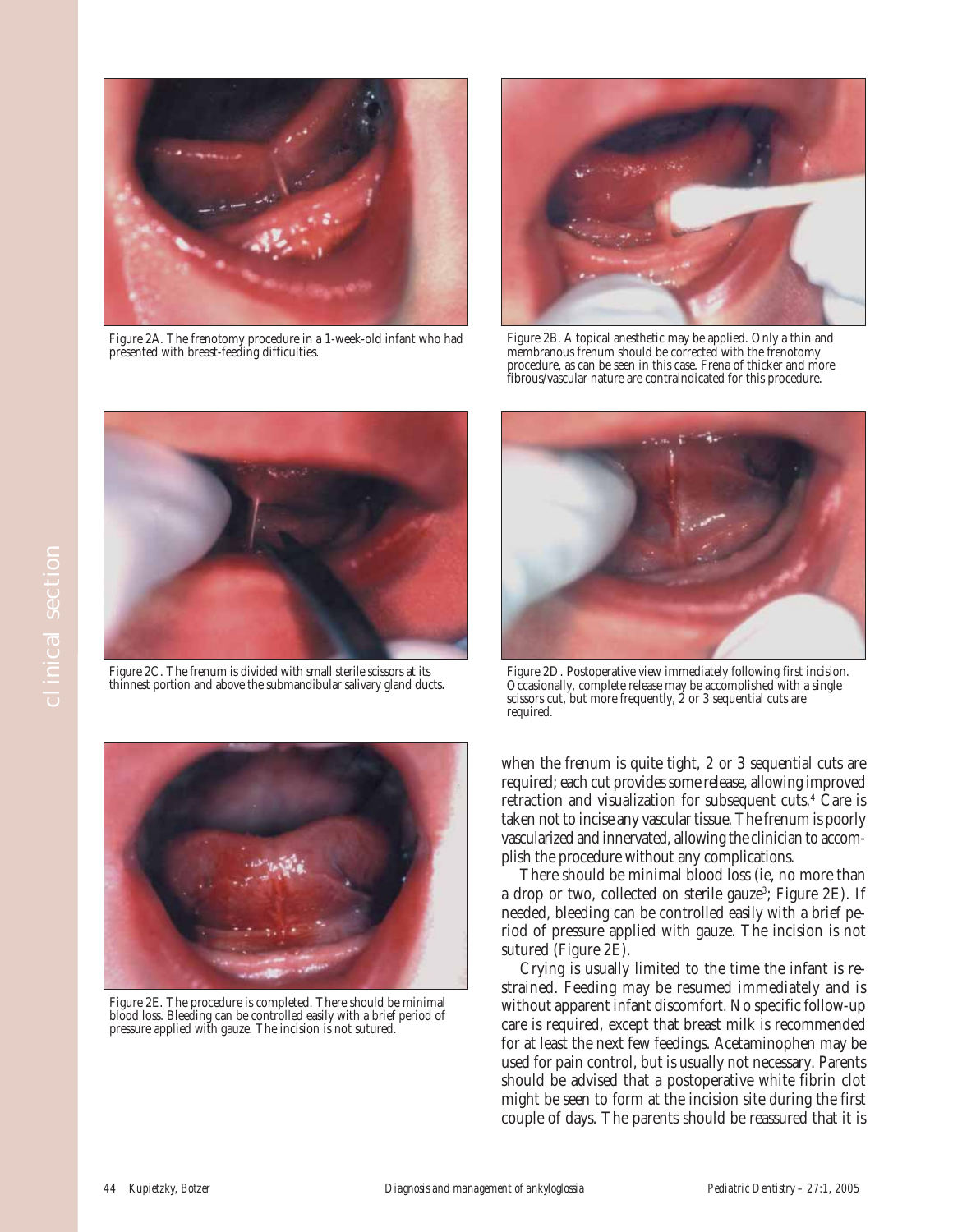Figure 2A. The frenotomy procedure in a 1-week-old infant who had presented with breast-feeding difficulties.

Figure 2B. A topical anesthetic may be applied. Only a thin and membranous frenum should be corrected with the frenotomy procedure, as can be seen in this case. Frena of thicker and more fibrous/vascular nature are contraindicated for this procedure.

Figure 2C. The frenum is divided with small sterile scissors at its thinnest portion and above the submandibular salivary gland ducts.

Figure 2D. Postoperative view immediately following first incision. Occasionally, complete release may be accomplished with a single scissors cut, but more frequently, 2 or 3 sequential cuts are required.

Figure 2E. The procedure is completed. There should be minimal blood loss. Bleeding can be controlled easily with a brief period of pressure applied with gauze. The incision is not sutured.

when the frenum is quite tight, 2 or 3 sequential cuts are required; each cut provides some release, allowing improved retraction and visualization for subsequent cuts.[4] Care is taken not to incise any vascular tissue. The frenum is poorly vascularized and innervated, allowing the clinician to accomplish the procedure without any complications.

There should be minimal blood loss (ie, no more than a drop or two, collected on sterile gauze[3]; Figure 2E). If needed, bleeding can be controlled easily with a brief period of pressure applied with gauze. The incision is not sutured (Figure 2E).

Crying is usually limited to the time the infant is restrained. Feeding may be resumed immediately and is without apparent infant discomfort. No specific follow-up care is required, except that breast milk is recommended for at least the next few feedings. Acetaminophen may be used for pain control, but is usually not necessary. Parents should be advised that a postoperative white fibrin clot might be seen to form at the incision site during the first couple of days. The parents should be reassured that it is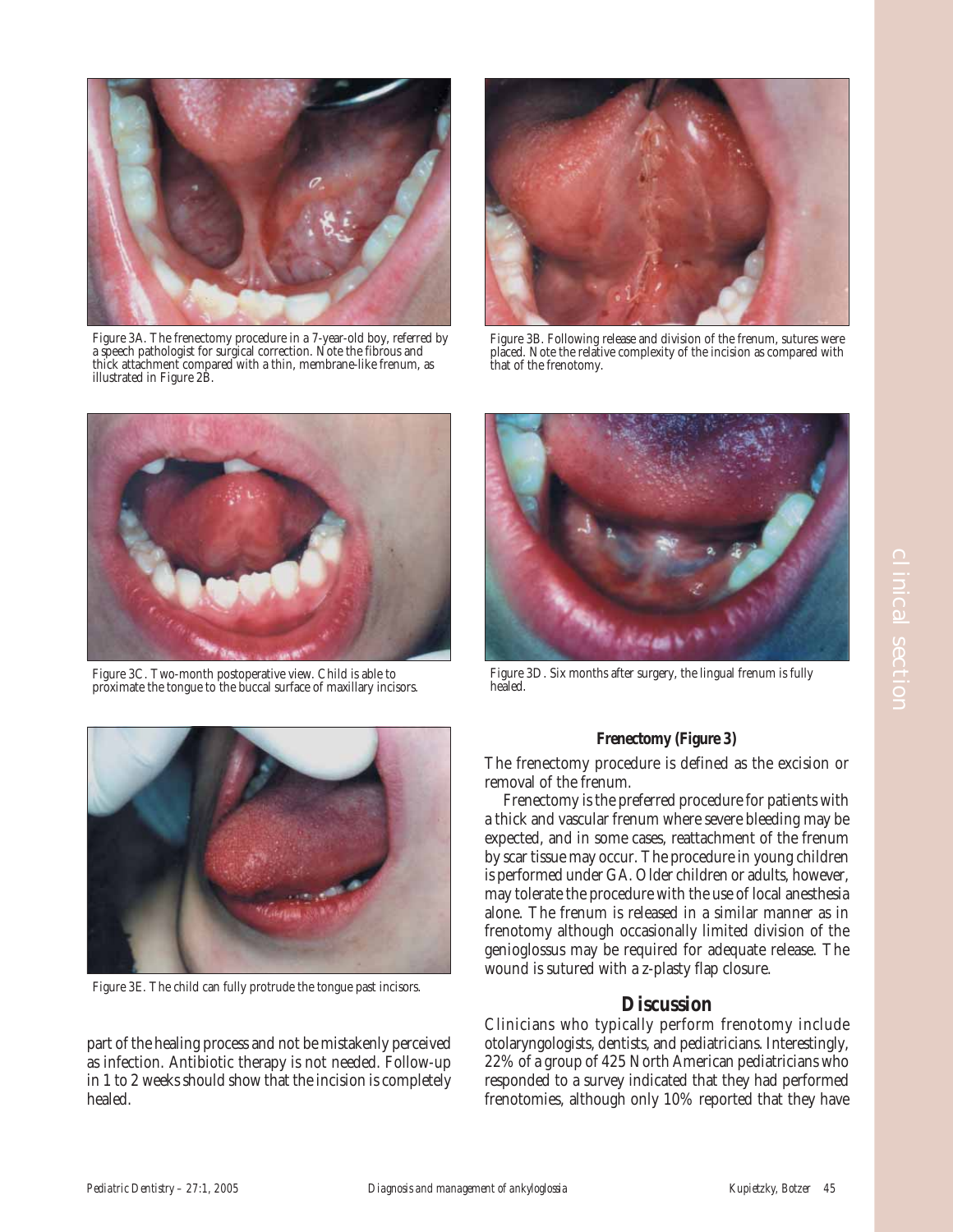Figure 3A. The frenectomy procedure in a 7-year-old boy, referred by a speech pathologist for surgical correction. Note the fibrous and thick attachment compared with a thin, membrane-like frenum, as illustrated in Figure 2B.

Figure 3B. Following release and division of the frenum, sutures were placed. Note the relative complexity of the incision as compared with that of the frenotomy.

Figure 3C. Two-month postoperative view. Child is able to proximate the tongue to the buccal surface of maxillary incisors.

Figure 3D. Six months after surgery, the lingual frenum is fully healed.

Figure 3E. The child can fully protrude the tongue past incisors.

part of the healing process and not be mistakenly perceived as infection. Antibiotic therapy is not needed. Follow-up in 1 to 2 weeks should show that the incision is completely healed.

### Frenectomy (Figure 3)

The frenectomy procedure is defined as the excision or removal of the frenum.

Frenectomy is the preferred procedure for patients with a thick and vascular frenum where severe bleeding may be expected, and in some cases, reattachment of the frenum by scar tissue may occur. The procedure in young children is performed under GA. Older children or adults, however, may tolerate the procedure with the use of local anesthesia alone. The frenum is released in a similar manner as in frenotomy although occasionally limited division of the genioglossus may be required for adequate release. The wound is sutured with a z-plasty flap closure.

## Discussion

Clinicians who typically perform frenotomy include otolaryngologists, dentists, and pediatricians. Interestingly, 22% of a group of 425 North American pediatricians who responded to a survey indicated that they had performed frenotomies, although only 10% reported that they have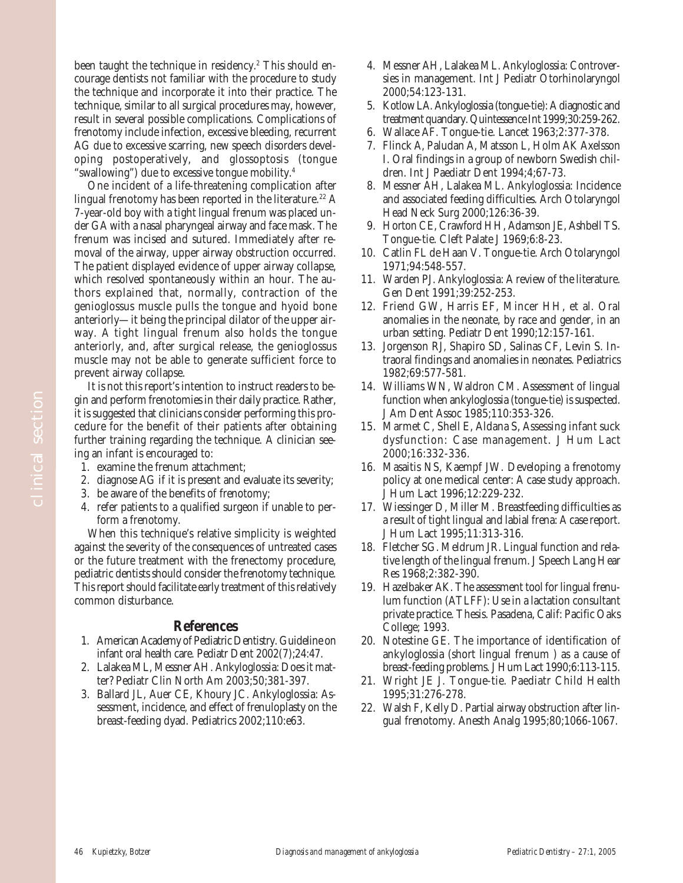been taught the technique in residency.[2] This should encourage dentists not familiar with the procedure to study the technique and incorporate it into their practice. The technique, similar to all surgical procedures may, however, result in several possible complications. Complications of frenotomy include infection, excessive bleeding, recurrent AG due to excessive scarring, new speech disorders developing postoperatively, and glossoptosis (tongue "swallowing") due to excessive tongue mobility.[4]

One incident of a life-threatening complication after lingual frenotomy has been reported in the literature.[22] A 7-year-old boy with a tight lingual frenum was placed under GA with a nasal pharyngeal airway and face mask. The frenum was incised and sutured. Immediately after removal of the airway, upper airway obstruction occurred. The patient displayed evidence of upper airway collapse, which resolved spontaneously within an hour. The authors explained that, normally, contraction of the genioglossus muscle pulls the tongue and hyoid bone anteriorly—it being the principal dilator of the upper airway. A tight lingual frenum also holds the tongue anteriorly, and, after surgical release, the genioglossus muscle may not be able to generate sufficient force to prevent airway collapse.

It is not this report's intention to instruct readers to begin and perform frenotomies in their daily practice. Rather, it is suggested that clinicians consider performing this procedure for the benefit of their patients after obtaining further training regarding the technique. A clinician seeing an infant is encouraged to:

1. examine the frenum attachment;
2. diagnose AG if it is present and evaluate its severity;
3. be aware of the benefits of frenotomy;
4. refer patients to a qualified surgeon if unable to perform a frenotomy.

When this technique's relative simplicity is weighted against the severity of the consequences of untreated cases or the future treatment with the frenectomy procedure, pediatric dentists should consider the frenotomy technique. This report should facilitate early treatment of this relatively common disturbance.

## References

1. American Academy of Pediatric Dentistry. Guideline on infant oral health care. Pediatr Dent 2002(7);24:47.
2. Lalakea ML, Messner AH. Ankyloglossia: Does it matter? Pediatr Clin North Am 2003;50;381-397.
3. Ballard JL, Auer CE, Khoury JC. Ankyloglossia: Assessment, incidence, and effect of frenuloplasty on the breast-feeding dyad. Pediatrics 2002;110:e63.
4. Messner AH, Lalakea ML. Ankyloglossia: Controversies in management. Int J Pediatr Otorhinolaryngol 2000;54:123-131.
5. Kotlow LA. Ankyloglossia (tongue-tie): A diagnostic and treatment quandary. Quintessence Int 1999;30:259-262.
6. Wallace AF. Tongue-tie. Lancet 1963;2:377-378.
7. Flinck A, Paludan A, Matsson L, Holm AK Axelsson I. Oral findings in a group of newborn Swedish children. Int J Paediatr Dent 1994;4;67-73.
8. Messner AH, Lalakea ML. Ankyloglossia: Incidence and associated feeding difficulties. Arch Otolaryngol Head Neck Surg 2000;126:36-39.
9. Horton CE, Crawford HH, Adamson JE, Ashbell TS. Tongue-tie. Cleft Palate J 1969;6:8-23.
10. Catlin FL de Haan V. Tongue-tie. Arch Otolaryngol 1971;94:548-557.
11. Warden PJ. Ankyloglossia: A review of the literature. Gen Dent 1991;39:252-253.
12. Friend GW, Harris EF, Mincer HH, et al. Oral anomalies in the neonate, by race and gender, in an urban setting. Pediatr Dent 1990;12:157-161.
13. Jorgenson RJ, Shapiro SD, Salinas CF, Levin S. Intraoral findings and anomalies in neonates. Pediatrics 1982;69:577-581.
14. Williams WN, Waldron CM. Assessment of lingual function when ankyloglossia (tongue-tie) is suspected. J Am Dent Assoc 1985;110:353-326.
15. Marmet C, Shell E, Aldana S, Assessing infant suck dysfunction: Case management. J Hum Lact 2000;16:332-336.
16. Masaitis NS, Kaempf JW. Developing a frenotomy policy at one medical center: A case study approach. J Hum Lact 1996;12:229-232.
17. Wiessinger D, Miller M. Breastfeeding difficulties as a result of tight lingual and labial frena: A case report. J Hum Lact 1995;11:313-316.
18. Fletcher SG. Meldrum JR. Lingual function and relative length of the lingual frenum. J Speech Lang Hear Res 1968;2:382-390.
19. Hazelbaker AK. The assessment tool for lingual frenulum function (ATLFF): Use in a lactation consultant private practice. Thesis. Pasadena, Calif: Pacific Oaks College; 1993.
20. Notestine GE. The importance of identification of ankyloglossia (short lingual frenum ) as a cause of breast-feeding problems. J Hum Lact 1990;6:113-115.
21. Wright JE J. Tongue-tie. Paediatr Child Health 1995;31:276-278.
22. Walsh F, Kelly D. Partial airway obstruction after lingual frenotomy. Anesth Analg 1995;80;1066-1067.